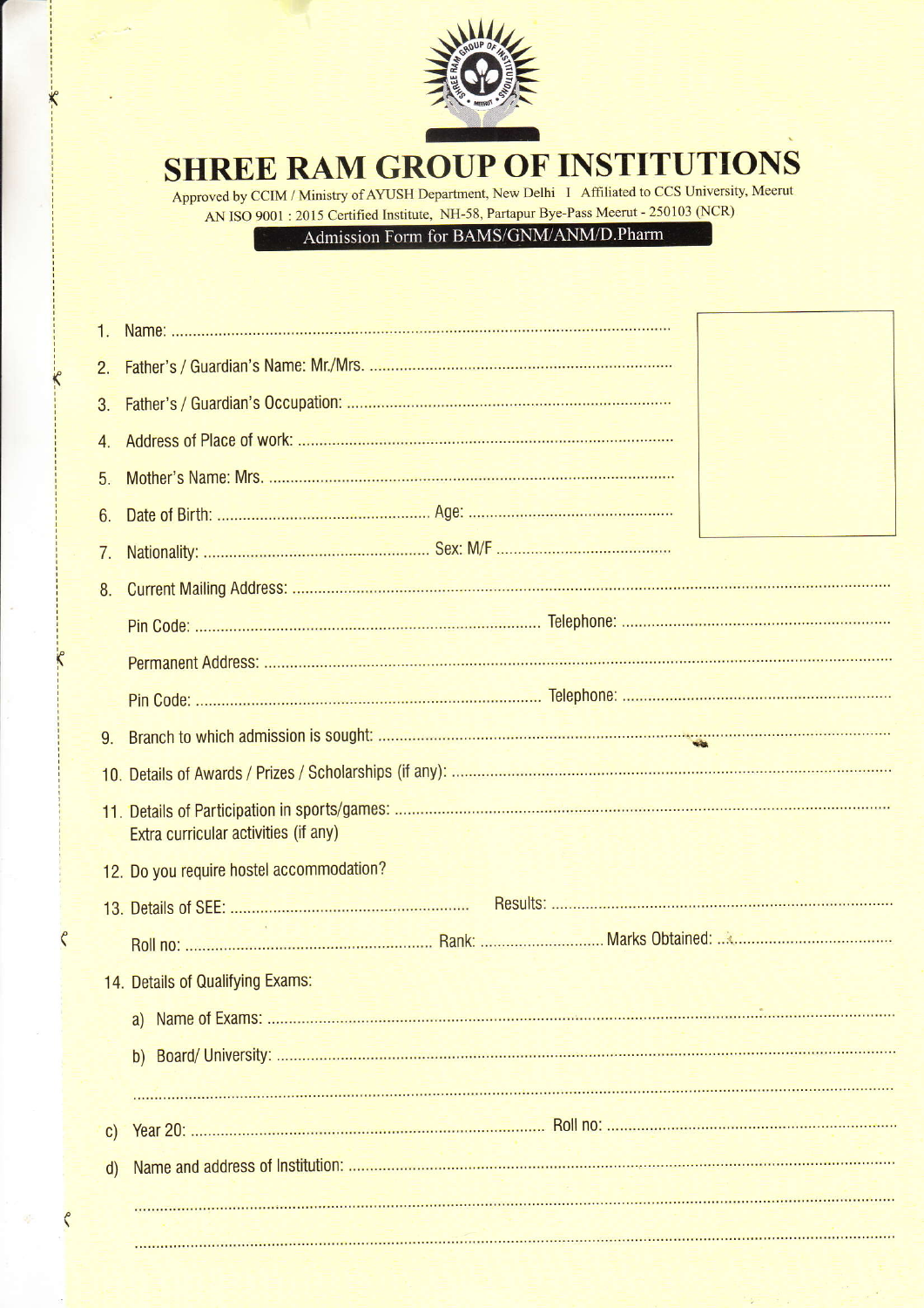# SHREE RAM GROUP OF INSTITUTIONS

Approved by CCIM / Ministry of AYUSH Department, New Delhi I Affiliated to CCS University, Meerut
AN ISO 9001 : 2015 Certified Institute, NH-58, Partapur Bye-Pass Meerut - 250103 (NCR)

**Admission Form for BAMS/GNM/ANM/D.Pharm**

1. Name: ..........................................................................................................
2. Father's / Guardian's Name: Mr./Mrs. ..........................................................
3. Father's / Guardian's Occupation: .................................................................
4. Address of Place of work: ..............................................................................
5. Mother's Name: Mrs. .....................................................................................
6. Date of Birth: ............................................... Age: ........................................
7. Nationality: .................................................. Sex: M/F ...................................
8. Current Mailing Address: ..................................................................................................................

   Pin Code: ............................................................................ Telephone: ..........................................

   Permanent Address: ..........................................................................................................................

   Pin Code: ............................................................................ Telephone: ..........................................
9. Branch to which admission is sought: ................................................................................................
10. Details of Awards / Prizes / Scholarships (if any): ...........................................................................
11. Details of Participation in sports/games: ...........................................................................................
    Extra curricular activities (if any)
12. Do you require hostel accommodation?
13. Details of SEE: ........................................................ Results: ............................................................

    Roll no: ........................................................ Rank: ............................ Marks Obtained: ...................................
14. Details of Qualifying Exams:

    a) Name of Exams: ..................................................................................................................................

    b) Board/ University: ..............................................................................................................................

    ..................................................................................................................................................................

c) Year 20: ................................................................................. Roll no: ........................................................

d) Name and address of Institution: ..............................................................................................................

..................................................................................................................................................................................

..................................................................................................................................................................................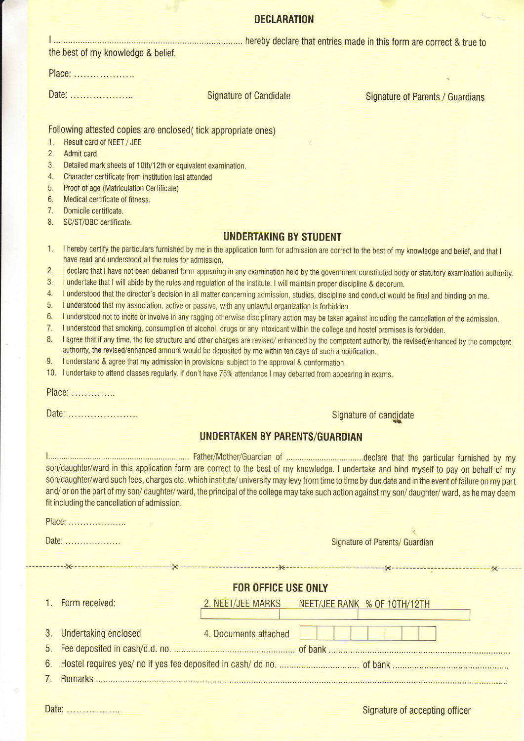## DECLARATION

I .............................................................................. hereby declare that entries made in this form are correct & true to the best of my knowledge & belief.

Place: ...................

Date: .................... Signature of Candidate Signature of Parents / Guardians

Following attested copies are enclosed( tick appropriate ones)

1. Result card of NEET / JEE
2. Admit card
3. Detailed mark sheets of 10th/12th or equivalent examination.
4. Character certificate from institution last attended
5. Proof of age (Matriculation Certificate)
6. Medical certificate of fitness.
7. Domicile certificate.
8. SC/ST/OBC certificate.

## UNDERTAKING BY STUDENT

1. I hereby certify the particulars furnished by me in the application form for admission are correct to the best of my knowledge and belief, and that I have read and understood all the rules for admission.
2. I declare that I have not been debarred form appearing in any examination held by the government constituted body or statutory examination authority.
3. I undertake that I will abide by the rules and regulation of the institute. I will maintain proper discipline & decorum.
4. I understood that the director's decision in all matter concerning admission, studies, discipline and conduct would be final and binding on me.
5. I understood that my association, active or passive, with any unlawful organization is forbidden.
6. I understood not to incite or involve in any ragging otherwise disciplinary action may be taken against including the cancellation of the admission.
7. I understood that smoking, consumption of alcohol, drugs or any intoxicant within the college and hostel premises is forbidden.
8. I agree that if any time, the fee structure and other charges are revised/ enhanced by the competent authority, the revised/enhanced by the competent authority, the revised/enhanced amount would be deposited by me within ten days of such a notification.
9. I understand & agree that my admission in provisional subject to the approval & conformation.
10. I undertake to attend classes regularly. if don't have 75% attendance I may debarred from appearing in exams.

Place: ..............

Date: ...................... Signature of candidate

## UNDERTAKEN BY PARENTS/GUARDIAN

I............................................................... Father/Mother/Guardian of ..................................declare that the particular furnished by my son/daughter/ward in this application form are correct to the best of my knowledge. I undertake and bind myself to pay on behalf of my son/daughter/ward such fees, charges etc. which institute/ university may levy from time to time by due date and in the event of failure on my part and/ or on the part of my son/ daughter/ ward, the principal of the college may take such action against my son/ daughter/ ward, as he may deem fit including the cancellation of admission.

Place: ....................

Date: ................... Signature of Parents/ Guardian

---

## FOR OFFICE USE ONLY

1. Form received:
2. NEET/JEE MARKS NEET/JEE RANK % OF 10TH/12TH

| NEET/JEE MARKS | NEET/JEE RANK | % OF 10TH/12TH |
|---|---|---|
| | | |

3. Undertaking enclosed
4. Documents attached
5. Fee deposited in cash/d.d. no. .................................................. of bank ..........................................................................
6. Hostel requires yes/ no if yes fee deposited in cash/ dd no. ................................ of bank ...............................................
7. Remarks ..........................................................................................................................................................

Date: ................. Signature of accepting officer